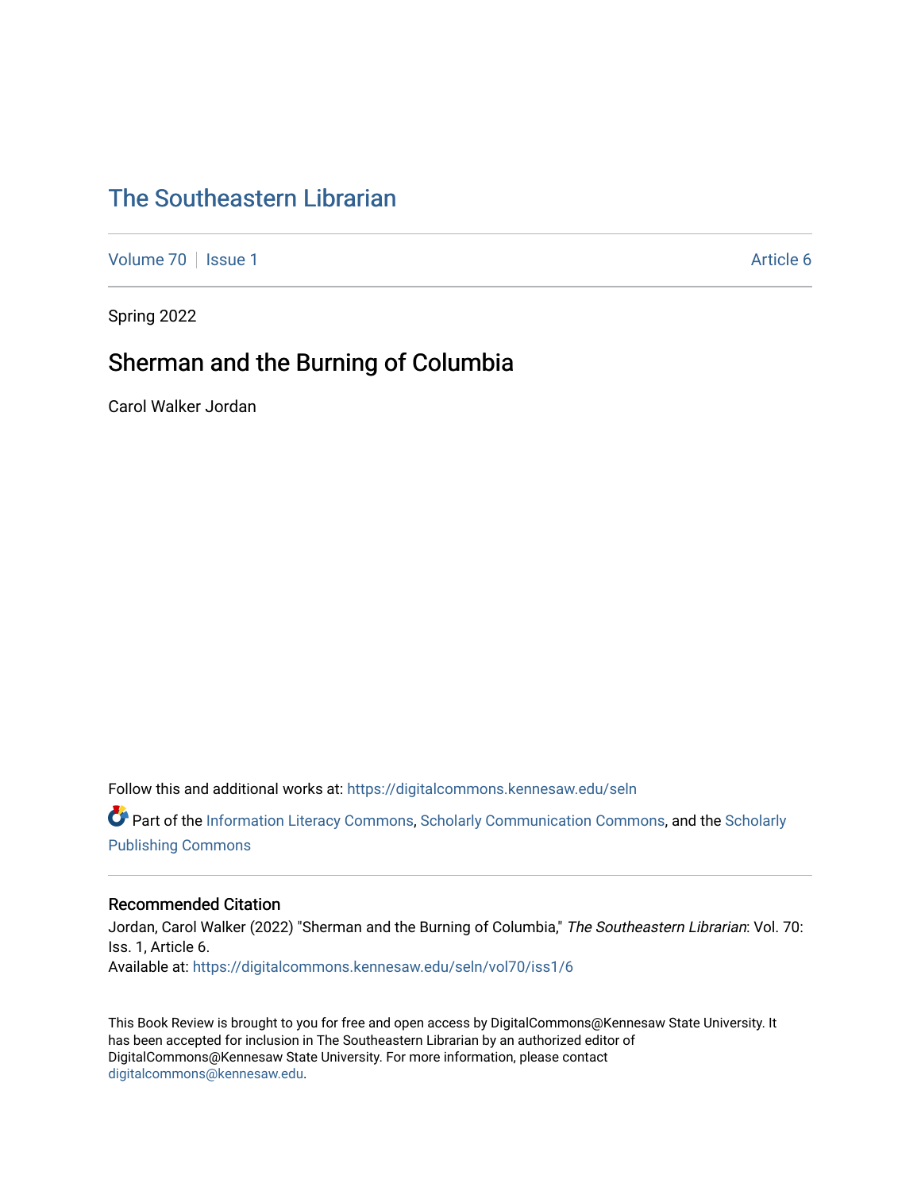# The Southeastern Librarian

Volume 70 | Issue 1 | Article 6

Spring 2022

## Sherman and the Burning of Columbia

Carol Walker Jordan

Follow this and additional works at: https://digitalcommons.kennesaw.edu/seln

Part of the Information Literacy Commons, Scholarly Communication Commons, and the Scholarly Publishing Commons

### Recommended Citation

Jordan, Carol Walker (2022) "Sherman and the Burning of Columbia," *The Southeastern Librarian*: Vol. 70: Iss. 1, Article 6.
Available at: https://digitalcommons.kennesaw.edu/seln/vol70/iss1/6

This Book Review is brought to you for free and open access by DigitalCommons@Kennesaw State University. It has been accepted for inclusion in The Southeastern Librarian by an authorized editor of DigitalCommons@Kennesaw State University. For more information, please contact digitalcommons@kennesaw.edu.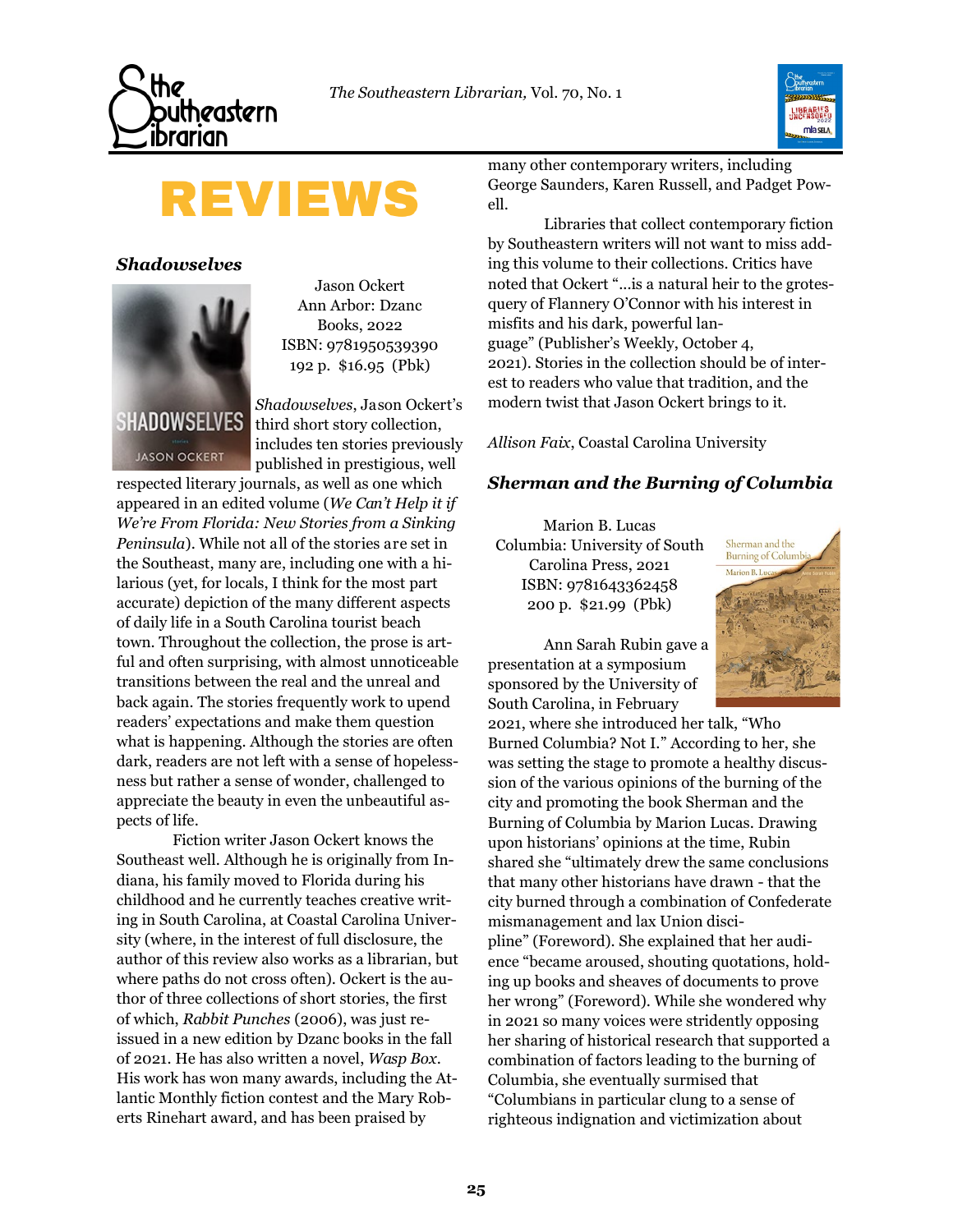# REVIEWS

### *Shadowselves*

Jason Ockert
Ann Arbor: Dzanc Books, 2022
ISBN: 9781950539390
192 p. $16.95 (Pbk)

*Shadowselves*, Jason Ockert's third short story collection, includes ten stories previously published in prestigious, well respected literary journals, as well as one which appeared in an edited volume (*We Can't Help it if We're From Florida: New Stories from a Sinking Peninsula*). While not all of the stories are set in the Southeast, many are, including one with a hilarious (yet, for locals, I think for the most part accurate) depiction of the many different aspects of daily life in a South Carolina tourist beach town. Throughout the collection, the prose is artful and often surprising, with almost unnoticeable transitions between the real and the unreal and back again. The stories frequently work to upend readers' expectations and make them question what is happening. Although the stories are often dark, readers are not left with a sense of hopelessness but rather a sense of wonder, challenged to appreciate the beauty in even the unbeautiful aspects of life.

Fiction writer Jason Ockert knows the Southeast well. Although he is originally from Indiana, his family moved to Florida during his childhood and he currently teaches creative writing in South Carolina, at Coastal Carolina University (where, in the interest of full disclosure, the author of this review also works as a librarian, but where paths do not cross often). Ockert is the author of three collections of short stories, the first of which, *Rabbit Punches* (2006), was just reissued in a new edition by Dzanc books in the fall of 2021. He has also written a novel, *Wasp Box*. His work has won many awards, including the Atlantic Monthly fiction contest and the Mary Roberts Rinehart award, and has been praised by many other contemporary writers, including George Saunders, Karen Russell, and Padget Powell.

Libraries that collect contemporary fiction by Southeastern writers will not want to miss adding this volume to their collections. Critics have noted that Ockert "…is a natural heir to the grotesquery of Flannery O'Connor with his interest in misfits and his dark, powerful language" (Publisher's Weekly, October 4, 2021). Stories in the collection should be of interest to readers who value that tradition, and the modern twist that Jason Ockert brings to it.

*Allison Faix*, Coastal Carolina University

### *Sherman and the Burning of Columbia*

Marion B. Lucas
Columbia: University of South Carolina Press, 2021
ISBN: 9781643362458
200 p. $21.99 (Pbk)

Ann Sarah Rubin gave a presentation at a symposium sponsored by the University of South Carolina, in February 2021, where she introduced her talk, "Who Burned Columbia? Not I." According to her, she was setting the stage to promote a healthy discussion of the various opinions of the burning of the city and promoting the book Sherman and the Burning of Columbia by Marion Lucas. Drawing upon historians' opinions at the time, Rubin shared she "ultimately drew the same conclusions that many other historians have drawn - that the city burned through a combination of Confederate mismanagement and lax Union discipline" (Foreword). She explained that her audience "became aroused, shouting quotations, holding up books and sheaves of documents to prove her wrong" (Foreword). While she wondered why in 2021 so many voices were stridently opposing her sharing of historical research that supported a combination of factors leading to the burning of Columbia, she eventually surmised that "Columbians in particular clung to a sense of righteous indignation and victimization about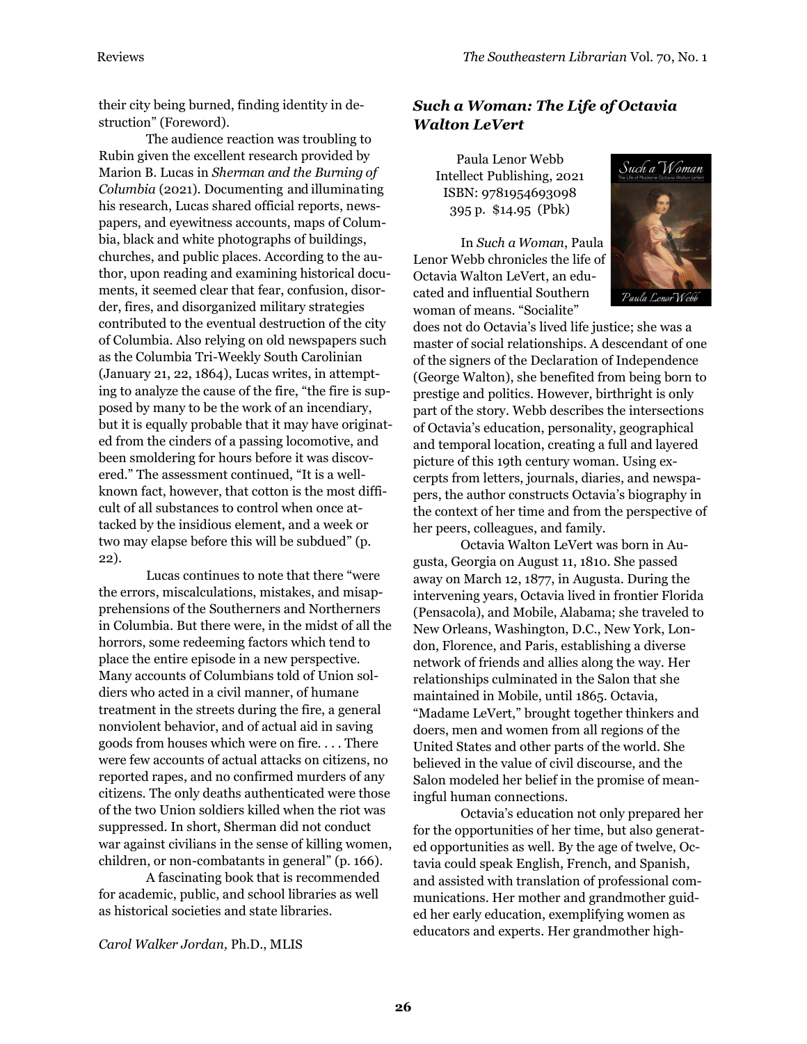their city being burned, finding identity in destruction" (Foreword).

The audience reaction was troubling to Rubin given the excellent research provided by Marion B. Lucas in *Sherman and the Burning of Columbia* (2021). Documenting and illuminating his research, Lucas shared official reports, newspapers, and eyewitness accounts, maps of Columbia, black and white photographs of buildings, churches, and public places. According to the author, upon reading and examining historical documents, it seemed clear that fear, confusion, disorder, fires, and disorganized military strategies contributed to the eventual destruction of the city of Columbia. Also relying on old newspapers such as the Columbia Tri-Weekly South Carolinian (January 21, 22, 1864), Lucas writes, in attempting to analyze the cause of the fire, "the fire is supposed by many to be the work of an incendiary, but it is equally probable that it may have originated from the cinders of a passing locomotive, and been smoldering for hours before it was discovered." The assessment continued, "It is a well-known fact, however, that cotton is the most difficult of all substances to control when once attacked by the insidious element, and a week or two may elapse before this will be subdued" (p. 22).

Lucas continues to note that there "were the errors, miscalculations, mistakes, and misapprehensions of the Southerners and Northerners in Columbia. But there were, in the midst of all the horrors, some redeeming factors which tend to place the entire episode in a new perspective. Many accounts of Columbians told of Union soldiers who acted in a civil manner, of humane treatment in the streets during the fire, a general nonviolent behavior, and of actual aid in saving goods from houses which were on fire. . . . There were few accounts of actual attacks on citizens, no reported rapes, and no confirmed murders of any citizens. The only deaths authenticated were those of the two Union soldiers killed when the riot was suppressed. In short, Sherman did not conduct war against civilians in the sense of killing women, children, or non-combatants in general" (p. 166).

A fascinating book that is recommended for academic, public, and school libraries as well as historical societies and state libraries.

*Carol Walker Jordan,* Ph.D., MLIS

## *Such a Woman: The Life of Octavia Walton LeVert*

Paula Lenor Webb
Intellect Publishing, 2021
ISBN: 9781954693098
395 p. $14.95 (Pbk)

In *Such a Woman*, Paula Lenor Webb chronicles the life of Octavia Walton LeVert, an educated and influential Southern woman of means. "Socialite" does not do Octavia's lived life justice; she was a master of social relationships. A descendant of one of the signers of the Declaration of Independence (George Walton), she benefited from being born to prestige and politics. However, birthright is only part of the story. Webb describes the intersections of Octavia's education, personality, geographical and temporal location, creating a full and layered picture of this 19th century woman. Using excerpts from letters, journals, diaries, and newspapers, the author constructs Octavia's biography in the context of her time and from the perspective of her peers, colleagues, and family.

Octavia Walton LeVert was born in Augusta, Georgia on August 11, 1810. She passed away on March 12, 1877, in Augusta. During the intervening years, Octavia lived in frontier Florida (Pensacola), and Mobile, Alabama; she traveled to New Orleans, Washington, D.C., New York, London, Florence, and Paris, establishing a diverse network of friends and allies along the way. Her relationships culminated in the Salon that she maintained in Mobile, until 1865. Octavia, "Madame LeVert," brought together thinkers and doers, men and women from all regions of the United States and other parts of the world. She believed in the value of civil discourse, and the Salon modeled her belief in the promise of meaningful human connections.

Octavia's education not only prepared her for the opportunities of her time, but also generated opportunities as well. By the age of twelve, Octavia could speak English, French, and Spanish, and assisted with translation of professional communications. Her mother and grandmother guided her early education, exemplifying women as educators and experts. Her grandmother high-